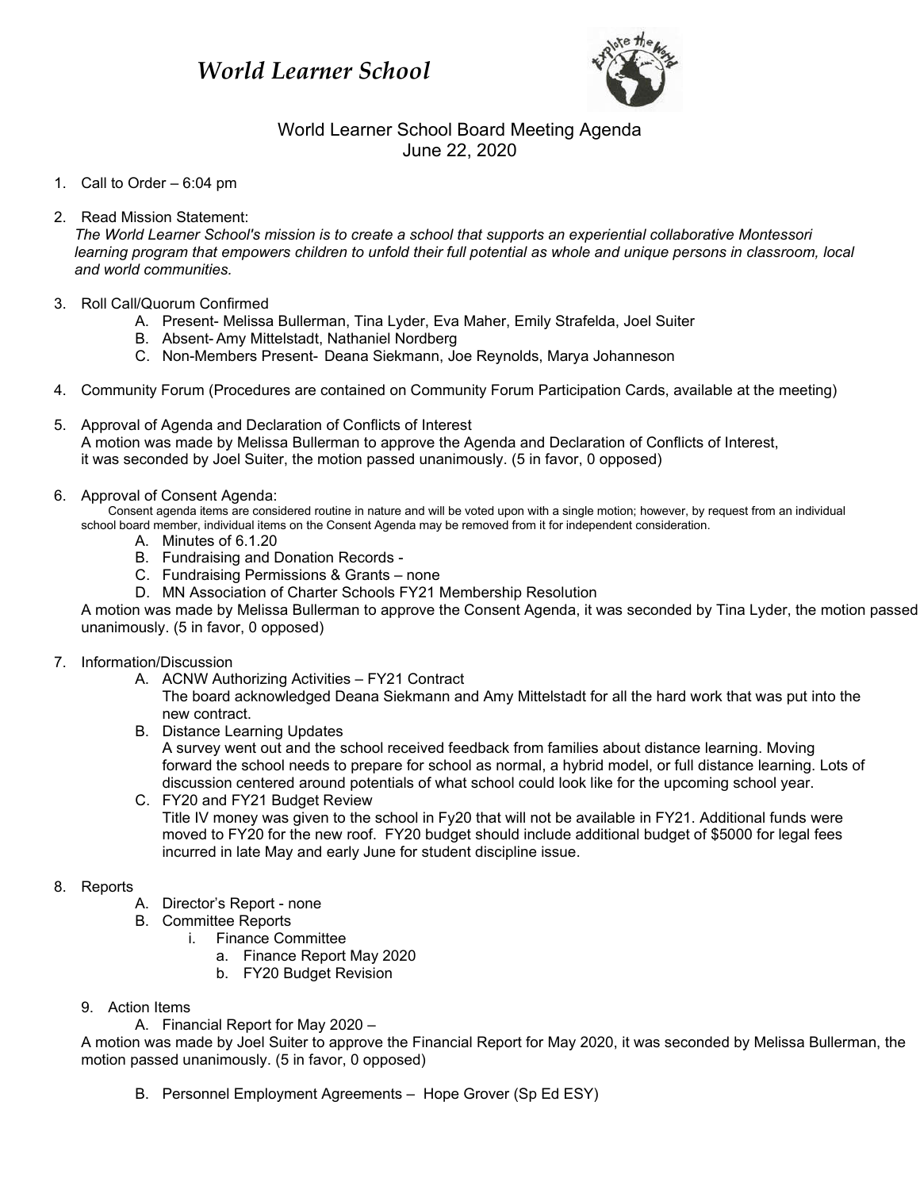# *World Learner School*

## World Learner School Board Meeting Agenda
June 22, 2020

1. Call to Order – 6:04 pm

2. Read Mission Statement:
   *The World Learner School's mission is to create a school that supports an experiential collaborative Montessori learning program that empowers children to unfold their full potential as whole and unique persons in classroom, local and world communities.*

3. Roll Call/Quorum Confirmed
   - A. Present- Melissa Bullerman, Tina Lyder, Eva Maher, Emily Strafelda, Joel Suiter
   - B. Absent- Amy Mittelstadt, Nathaniel Nordberg
   - C. Non-Members Present- Deana Siekmann, Joe Reynolds, Marya Johanneson

4. Community Forum (Procedures are contained on Community Forum Participation Cards, available at the meeting)

5. Approval of Agenda and Declaration of Conflicts of Interest
   A motion was made by Melissa Bullerman to approve the Agenda and Declaration of Conflicts of Interest, it was seconded by Joel Suiter, the motion passed unanimously. (5 in favor, 0 opposed)

6. Approval of Consent Agenda:
   Consent agenda items are considered routine in nature and will be voted upon with a single motion; however, by request from an individual school board member, individual items on the Consent Agenda may be removed from it for independent consideration.
   - A. Minutes of 6.1.20
   - B. Fundraising and Donation Records -
   - C. Fundraising Permissions & Grants – none
   - D. MN Association of Charter Schools FY21 Membership Resolution

   A motion was made by Melissa Bullerman to approve the Consent Agenda, it was seconded by Tina Lyder, the motion passed unanimously. (5 in favor, 0 opposed)

7. Information/Discussion
   - A. ACNW Authorizing Activities – FY21 Contract
     The board acknowledged Deana Siekmann and Amy Mittelstadt for all the hard work that was put into the new contract.
   - B. Distance Learning Updates
     A survey went out and the school received feedback from families about distance learning. Moving forward the school needs to prepare for school as normal, a hybrid model, or full distance learning. Lots of discussion centered around potentials of what school could look like for the upcoming school year.
   - C. FY20 and FY21 Budget Review
     Title IV money was given to the school in Fy20 that will not be available in FY21. Additional funds were moved to FY20 for the new roof. FY20 budget should include additional budget of $5000 for legal fees incurred in late May and early June for student discipline issue.

8. Reports
   - A. Director's Report - none
   - B. Committee Reports
     - i. Finance Committee
       - a. Finance Report May 2020
       - b. FY20 Budget Revision

9. Action Items
   - A. Financial Report for May 2020 –

   A motion was made by Joel Suiter to approve the Financial Report for May 2020, it was seconded by Melissa Bullerman, the motion passed unanimously. (5 in favor, 0 opposed)

   - B. Personnel Employment Agreements – Hope Grover (Sp Ed ESY)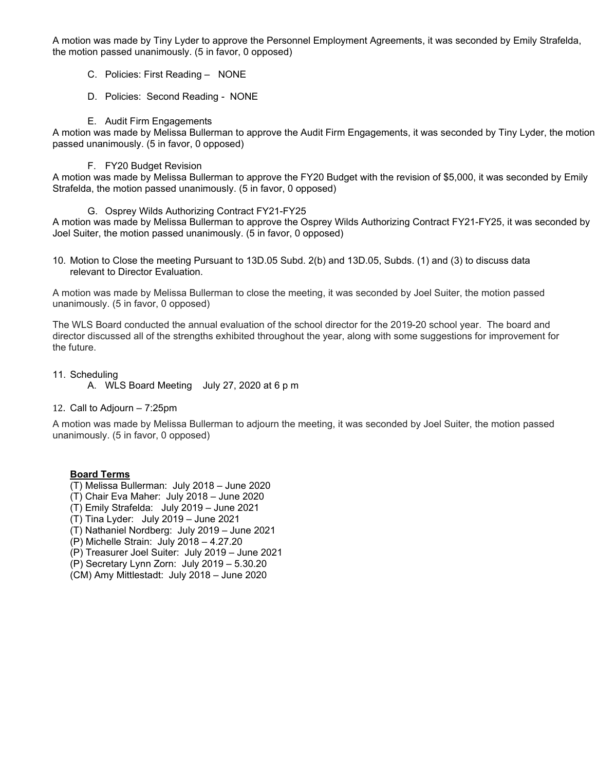A motion was made by Tiny Lyder to approve the Personnel Employment Agreements, it was seconded by Emily Strafelda, the motion passed unanimously. (5 in favor, 0 opposed)

C. Policies: First Reading – NONE

D. Policies: Second Reading - NONE

E. Audit Firm Engagements

A motion was made by Melissa Bullerman to approve the Audit Firm Engagements, it was seconded by Tiny Lyder, the motion passed unanimously. (5 in favor, 0 opposed)

F. FY20 Budget Revision

A motion was made by Melissa Bullerman to approve the FY20 Budget with the revision of $5,000, it was seconded by Emily Strafelda, the motion passed unanimously. (5 in favor, 0 opposed)

G. Osprey Wilds Authorizing Contract FY21-FY25

A motion was made by Melissa Bullerman to approve the Osprey Wilds Authorizing Contract FY21-FY25, it was seconded by Joel Suiter, the motion passed unanimously. (5 in favor, 0 opposed)

10. Motion to Close the meeting Pursuant to 13D.05 Subd. 2(b) and 13D.05, Subds. (1) and (3) to discuss data relevant to Director Evaluation.

A motion was made by Melissa Bullerman to close the meeting, it was seconded by Joel Suiter, the motion passed unanimously. (5 in favor, 0 opposed)

The WLS Board conducted the annual evaluation of the school director for the 2019-20 school year. The board and director discussed all of the strengths exhibited throughout the year, along with some suggestions for improvement for the future.

11. Scheduling
    A. WLS Board Meeting July 27, 2020 at 6 p m

12. Call to Adjourn – 7:25pm

A motion was made by Melissa Bullerman to adjourn the meeting, it was seconded by Joel Suiter, the motion passed unanimously. (5 in favor, 0 opposed)

**Board Terms**

(T) Melissa Bullerman: July 2018 – June 2020
(T) Chair Eva Maher: July 2018 – June 2020
(T) Emily Strafelda: July 2019 – June 2021
(T) Tina Lyder: July 2019 – June 2021
(T) Nathaniel Nordberg: July 2019 – June 2021
(P) Michelle Strain: July 2018 – 4.27.20
(P) Treasurer Joel Suiter: July 2019 – June 2021
(P) Secretary Lynn Zorn: July 2019 – 5.30.20
(CM) Amy Mittlestadt: July 2018 – June 2020